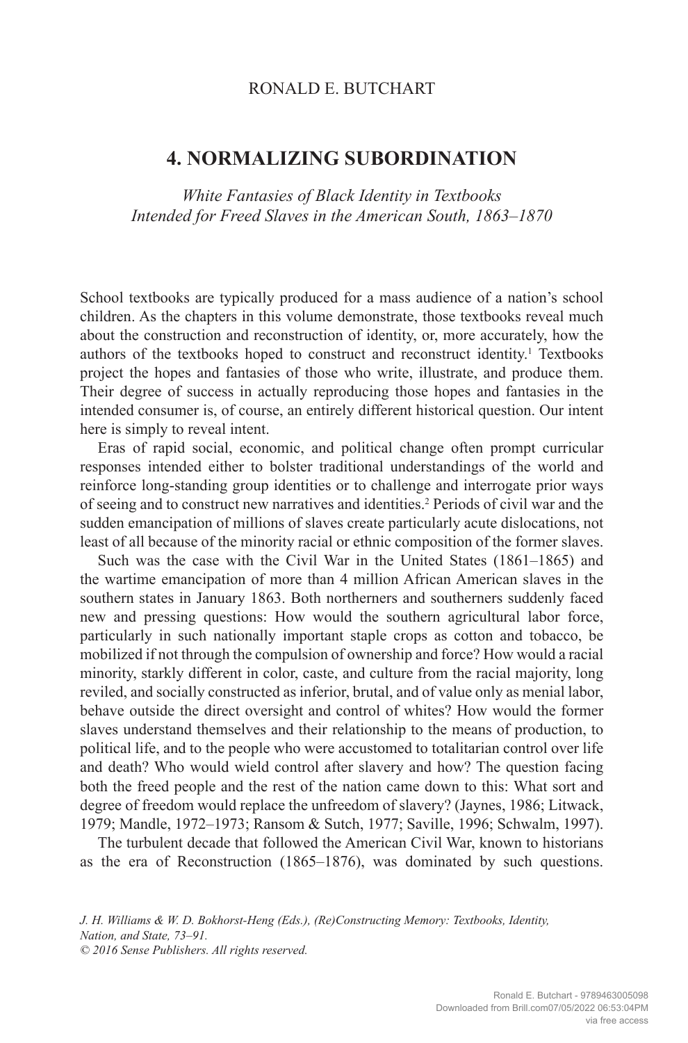RONALD E. BUTCHART

# 4. NORMALIZING SUBORDINATION

*White Fantasies of Black Identity in Textbooks Intended for Freed Slaves in the American South, 1863–1870*

School textbooks are typically produced for a mass audience of a nation's school children. As the chapters in this volume demonstrate, those textbooks reveal much about the construction and reconstruction of identity, or, more accurately, how the authors of the textbooks hoped to construct and reconstruct identity.[1] Textbooks project the hopes and fantasies of those who write, illustrate, and produce them. Their degree of success in actually reproducing those hopes and fantasies in the intended consumer is, of course, an entirely different historical question. Our intent here is simply to reveal intent.

Eras of rapid social, economic, and political change often prompt curricular responses intended either to bolster traditional understandings of the world and reinforce long-standing group identities or to challenge and interrogate prior ways of seeing and to construct new narratives and identities.[2] Periods of civil war and the sudden emancipation of millions of slaves create particularly acute dislocations, not least of all because of the minority racial or ethnic composition of the former slaves.

Such was the case with the Civil War in the United States (1861–1865) and the wartime emancipation of more than 4 million African American slaves in the southern states in January 1863. Both northerners and southerners suddenly faced new and pressing questions: How would the southern agricultural labor force, particularly in such nationally important staple crops as cotton and tobacco, be mobilized if not through the compulsion of ownership and force? How would a racial minority, starkly different in color, caste, and culture from the racial majority, long reviled, and socially constructed as inferior, brutal, and of value only as menial labor, behave outside the direct oversight and control of whites? How would the former slaves understand themselves and their relationship to the means of production, to political life, and to the people who were accustomed to totalitarian control over life and death? Who would wield control after slavery and how? The question facing both the freed people and the rest of the nation came down to this: What sort and degree of freedom would replace the unfreedom of slavery? (Jaynes, 1986; Litwack, 1979; Mandle, 1972–1973; Ransom & Sutch, 1977; Saville, 1996; Schwalm, 1997).

The turbulent decade that followed the American Civil War, known to historians as the era of Reconstruction (1865–1876), was dominated by such questions.

*J. H. Williams & W. D. Bokhorst-Heng (Eds.), (Re)Constructing Memory: Textbooks, Identity, Nation, and State, 73–91.*
*© 2016 Sense Publishers. All rights reserved.*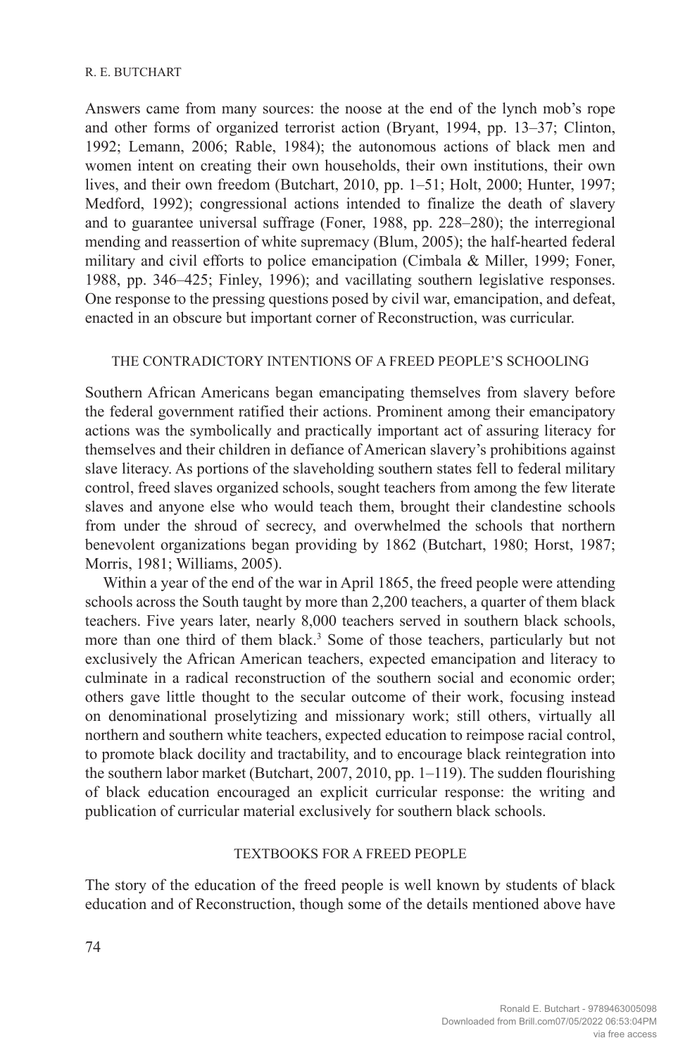Answers came from many sources: the noose at the end of the lynch mob's rope and other forms of organized terrorist action (Bryant, 1994, pp. 13–37; Clinton, 1992; Lemann, 2006; Rable, 1984); the autonomous actions of black men and women intent on creating their own households, their own institutions, their own lives, and their own freedom (Butchart, 2010, pp. 1–51; Holt, 2000; Hunter, 1997; Medford, 1992); congressional actions intended to finalize the death of slavery and to guarantee universal suffrage (Foner, 1988, pp. 228–280); the interregional mending and reassertion of white supremacy (Blum, 2005); the half-hearted federal military and civil efforts to police emancipation (Cimbala & Miller, 1999; Foner, 1988, pp. 346–425; Finley, 1996); and vacillating southern legislative responses. One response to the pressing questions posed by civil war, emancipation, and defeat, enacted in an obscure but important corner of Reconstruction, was curricular.

## THE CONTRADICTORY INTENTIONS OF A FREED PEOPLE'S SCHOOLING

Southern African Americans began emancipating themselves from slavery before the federal government ratified their actions. Prominent among their emancipatory actions was the symbolically and practically important act of assuring literacy for themselves and their children in defiance of American slavery's prohibitions against slave literacy. As portions of the slaveholding southern states fell to federal military control, freed slaves organized schools, sought teachers from among the few literate slaves and anyone else who would teach them, brought their clandestine schools from under the shroud of secrecy, and overwhelmed the schools that northern benevolent organizations began providing by 1862 (Butchart, 1980; Horst, 1987; Morris, 1981; Williams, 2005).

Within a year of the end of the war in April 1865, the freed people were attending schools across the South taught by more than 2,200 teachers, a quarter of them black teachers. Five years later, nearly 8,000 teachers served in southern black schools, more than one third of them black.[3] Some of those teachers, particularly but not exclusively the African American teachers, expected emancipation and literacy to culminate in a radical reconstruction of the southern social and economic order; others gave little thought to the secular outcome of their work, focusing instead on denominational proselytizing and missionary work; still others, virtually all northern and southern white teachers, expected education to reimpose racial control, to promote black docility and tractability, and to encourage black reintegration into the southern labor market (Butchart, 2007, 2010, pp. 1–119). The sudden flourishing of black education encouraged an explicit curricular response: the writing and publication of curricular material exclusively for southern black schools.

## TEXTBOOKS FOR A FREED PEOPLE

The story of the education of the freed people is well known by students of black education and of Reconstruction, though some of the details mentioned above have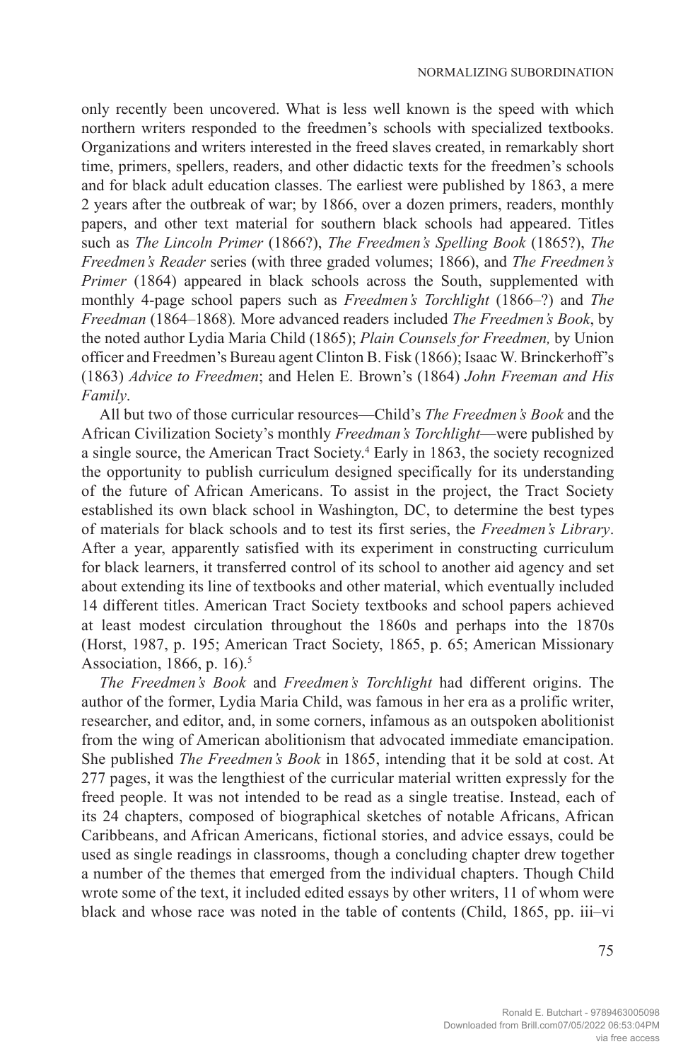only recently been uncovered. What is less well known is the speed with which northern writers responded to the freedmen's schools with specialized textbooks. Organizations and writers interested in the freed slaves created, in remarkably short time, primers, spellers, readers, and other didactic texts for the freedmen's schools and for black adult education classes. The earliest were published by 1863, a mere 2 years after the outbreak of war; by 1866, over a dozen primers, readers, monthly papers, and other text material for southern black schools had appeared. Titles such as *The Lincoln Primer* (1866?), *The Freedmen's Spelling Book* (1865?), *The Freedmen's Reader* series (with three graded volumes; 1866), and *The Freedmen's Primer* (1864) appeared in black schools across the South, supplemented with monthly 4-page school papers such as *Freedmen's Torchlight* (1866–?) and *The Freedman* (1864–1868)*.* More advanced readers included *The Freedmen's Book*, by the noted author Lydia Maria Child (1865); *Plain Counsels for Freedmen,* by Union officer and Freedmen's Bureau agent Clinton B. Fisk (1866); Isaac W. Brinckerhoff's (1863) *Advice to Freedmen*; and Helen E. Brown's (1864) *John Freeman and His Family*.

All but two of those curricular resources—Child's *The Freedmen's Book* and the African Civilization Society's monthly *Freedman's Torchlight*—were published by a single source, the American Tract Society.[4] Early in 1863, the society recognized the opportunity to publish curriculum designed specifically for its understanding of the future of African Americans. To assist in the project, the Tract Society established its own black school in Washington, DC, to determine the best types of materials for black schools and to test its first series, the *Freedmen's Library*. After a year, apparently satisfied with its experiment in constructing curriculum for black learners, it transferred control of its school to another aid agency and set about extending its line of textbooks and other material, which eventually included 14 different titles. American Tract Society textbooks and school papers achieved at least modest circulation throughout the 1860s and perhaps into the 1870s (Horst, 1987, p. 195; American Tract Society, 1865, p. 65; American Missionary Association, 1866, p. 16).[5]

*The Freedmen's Book* and *Freedmen's Torchlight* had different origins. The author of the former, Lydia Maria Child, was famous in her era as a prolific writer, researcher, and editor, and, in some corners, infamous as an outspoken abolitionist from the wing of American abolitionism that advocated immediate emancipation. She published *The Freedmen's Book* in 1865, intending that it be sold at cost. At 277 pages, it was the lengthiest of the curricular material written expressly for the freed people. It was not intended to be read as a single treatise. Instead, each of its 24 chapters, composed of biographical sketches of notable Africans, African Caribbeans, and African Americans, fictional stories, and advice essays, could be used as single readings in classrooms, though a concluding chapter drew together a number of the themes that emerged from the individual chapters. Though Child wrote some of the text, it included edited essays by other writers, 11 of whom were black and whose race was noted in the table of contents (Child, 1865, pp. iii–vi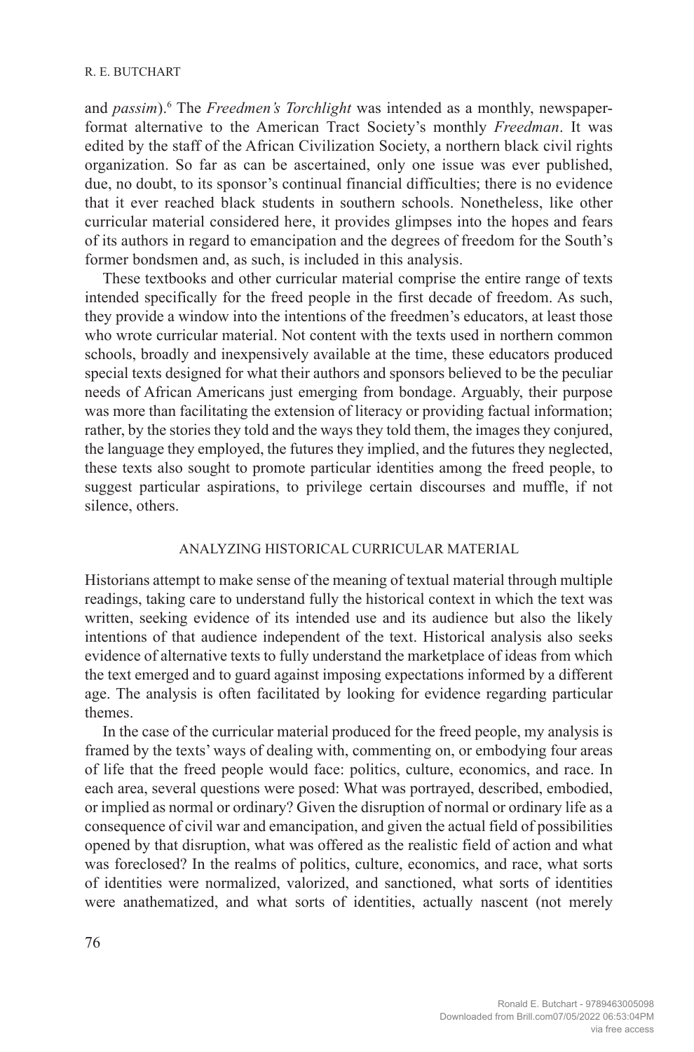and *passim*).[6] The *Freedmen's Torchlight* was intended as a monthly, newspaper-format alternative to the American Tract Society's monthly *Freedman*. It was edited by the staff of the African Civilization Society, a northern black civil rights organization. So far as can be ascertained, only one issue was ever published, due, no doubt, to its sponsor's continual financial difficulties; there is no evidence that it ever reached black students in southern schools. Nonetheless, like other curricular material considered here, it provides glimpses into the hopes and fears of its authors in regard to emancipation and the degrees of freedom for the South's former bondsmen and, as such, is included in this analysis.

These textbooks and other curricular material comprise the entire range of texts intended specifically for the freed people in the first decade of freedom. As such, they provide a window into the intentions of the freedmen's educators, at least those who wrote curricular material. Not content with the texts used in northern common schools, broadly and inexpensively available at the time, these educators produced special texts designed for what their authors and sponsors believed to be the peculiar needs of African Americans just emerging from bondage. Arguably, their purpose was more than facilitating the extension of literacy or providing factual information; rather, by the stories they told and the ways they told them, the images they conjured, the language they employed, the futures they implied, and the futures they neglected, these texts also sought to promote particular identities among the freed people, to suggest particular aspirations, to privilege certain discourses and muffle, if not silence, others.

## ANALYZING HISTORICAL CURRICULAR MATERIAL

Historians attempt to make sense of the meaning of textual material through multiple readings, taking care to understand fully the historical context in which the text was written, seeking evidence of its intended use and its audience but also the likely intentions of that audience independent of the text. Historical analysis also seeks evidence of alternative texts to fully understand the marketplace of ideas from which the text emerged and to guard against imposing expectations informed by a different age. The analysis is often facilitated by looking for evidence regarding particular themes.

In the case of the curricular material produced for the freed people, my analysis is framed by the texts' ways of dealing with, commenting on, or embodying four areas of life that the freed people would face: politics, culture, economics, and race. In each area, several questions were posed: What was portrayed, described, embodied, or implied as normal or ordinary? Given the disruption of normal or ordinary life as a consequence of civil war and emancipation, and given the actual field of possibilities opened by that disruption, what was offered as the realistic field of action and what was foreclosed? In the realms of politics, culture, economics, and race, what sorts of identities were normalized, valorized, and sanctioned, what sorts of identities were anathematized, and what sorts of identities, actually nascent (not merely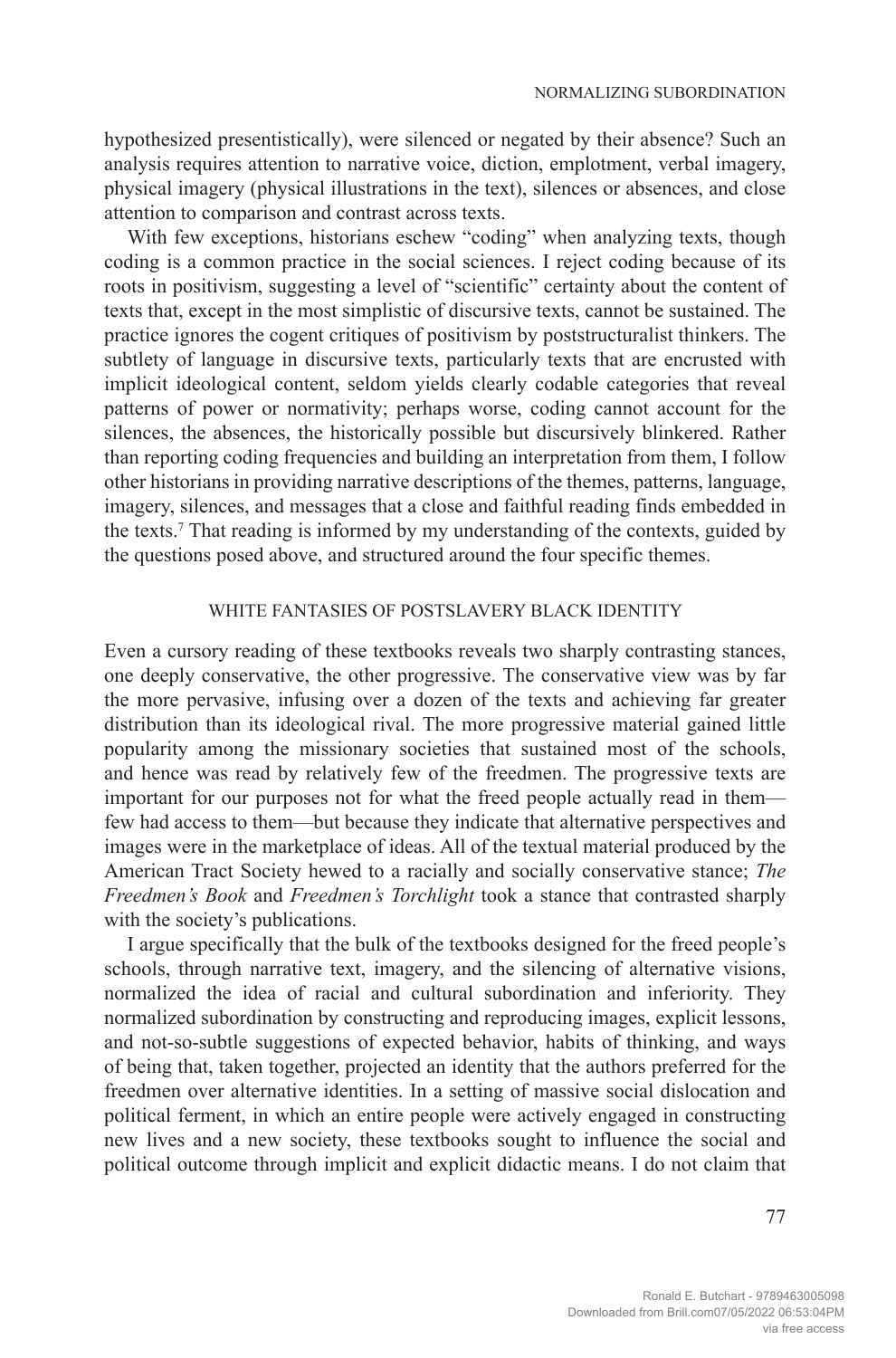hypothesized presentistically), were silenced or negated by their absence? Such an analysis requires attention to narrative voice, diction, emplotment, verbal imagery, physical imagery (physical illustrations in the text), silences or absences, and close attention to comparison and contrast across texts.

With few exceptions, historians eschew "coding" when analyzing texts, though coding is a common practice in the social sciences. I reject coding because of its roots in positivism, suggesting a level of "scientific" certainty about the content of texts that, except in the most simplistic of discursive texts, cannot be sustained. The practice ignores the cogent critiques of positivism by poststructuralist thinkers. The subtlety of language in discursive texts, particularly texts that are encrusted with implicit ideological content, seldom yields clearly codable categories that reveal patterns of power or normativity; perhaps worse, coding cannot account for the silences, the absences, the historically possible but discursively blinkered. Rather than reporting coding frequencies and building an interpretation from them, I follow other historians in providing narrative descriptions of the themes, patterns, language, imagery, silences, and messages that a close and faithful reading finds embedded in the texts.[7] That reading is informed by my understanding of the contexts, guided by the questions posed above, and structured around the four specific themes.

## WHITE FANTASIES OF POSTSLAVERY BLACK IDENTITY

Even a cursory reading of these textbooks reveals two sharply contrasting stances, one deeply conservative, the other progressive. The conservative view was by far the more pervasive, infusing over a dozen of the texts and achieving far greater distribution than its ideological rival. The more progressive material gained little popularity among the missionary societies that sustained most of the schools, and hence was read by relatively few of the freedmen. The progressive texts are important for our purposes not for what the freed people actually read in them—few had access to them—but because they indicate that alternative perspectives and images were in the marketplace of ideas. All of the textual material produced by the American Tract Society hewed to a racially and socially conservative stance; *The Freedmen's Book* and *Freedmen's Torchlight* took a stance that contrasted sharply with the society's publications.

I argue specifically that the bulk of the textbooks designed for the freed people's schools, through narrative text, imagery, and the silencing of alternative visions, normalized the idea of racial and cultural subordination and inferiority. They normalized subordination by constructing and reproducing images, explicit lessons, and not-so-subtle suggestions of expected behavior, habits of thinking, and ways of being that, taken together, projected an identity that the authors preferred for the freedmen over alternative identities. In a setting of massive social dislocation and political ferment, in which an entire people were actively engaged in constructing new lives and a new society, these textbooks sought to influence the social and political outcome through implicit and explicit didactic means. I do not claim that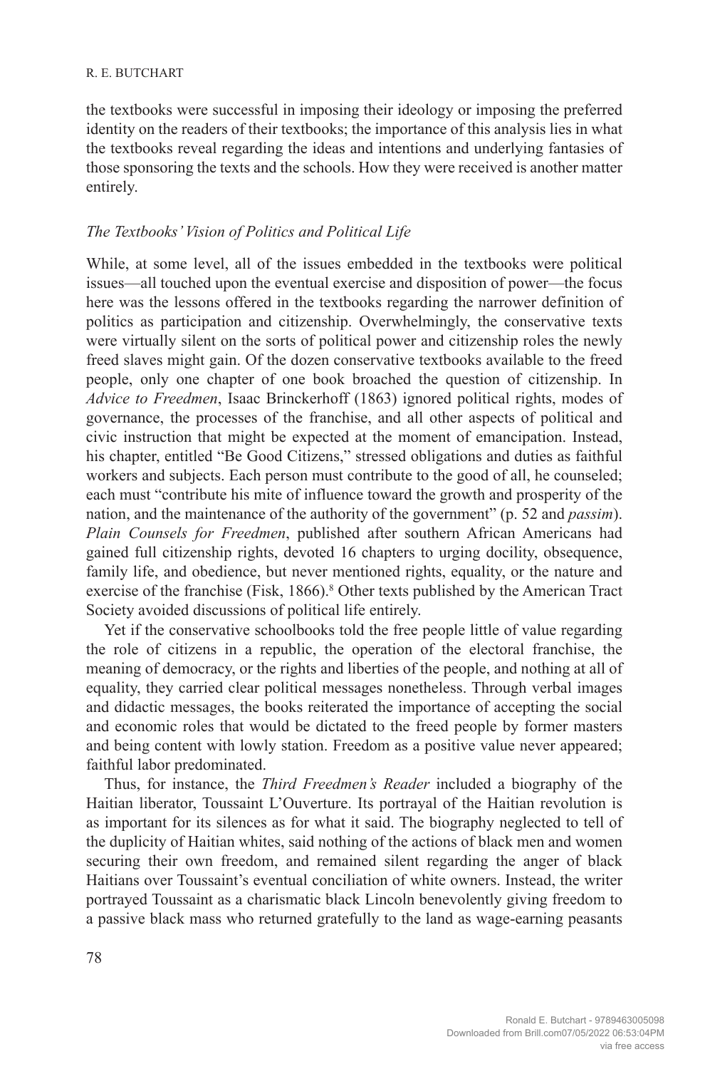the textbooks were successful in imposing their ideology or imposing the preferred identity on the readers of their textbooks; the importance of this analysis lies in what the textbooks reveal regarding the ideas and intentions and underlying fantasies of those sponsoring the texts and the schools. How they were received is another matter entirely.

### *The Textbooks' Vision of Politics and Political Life*

While, at some level, all of the issues embedded in the textbooks were political issues—all touched upon the eventual exercise and disposition of power—the focus here was the lessons offered in the textbooks regarding the narrower definition of politics as participation and citizenship. Overwhelmingly, the conservative texts were virtually silent on the sorts of political power and citizenship roles the newly freed slaves might gain. Of the dozen conservative textbooks available to the freed people, only one chapter of one book broached the question of citizenship. In *Advice to Freedmen*, Isaac Brinckerhoff (1863) ignored political rights, modes of governance, the processes of the franchise, and all other aspects of political and civic instruction that might be expected at the moment of emancipation. Instead, his chapter, entitled "Be Good Citizens," stressed obligations and duties as faithful workers and subjects. Each person must contribute to the good of all, he counseled; each must "contribute his mite of influence toward the growth and prosperity of the nation, and the maintenance of the authority of the government" (p. 52 and *passim*). *Plain Counsels for Freedmen*, published after southern African Americans had gained full citizenship rights, devoted 16 chapters to urging docility, obsequence, family life, and obedience, but never mentioned rights, equality, or the nature and exercise of the franchise (Fisk, 1866).[8] Other texts published by the American Tract Society avoided discussions of political life entirely.

Yet if the conservative schoolbooks told the free people little of value regarding the role of citizens in a republic, the operation of the electoral franchise, the meaning of democracy, or the rights and liberties of the people, and nothing at all of equality, they carried clear political messages nonetheless. Through verbal images and didactic messages, the books reiterated the importance of accepting the social and economic roles that would be dictated to the freed people by former masters and being content with lowly station. Freedom as a positive value never appeared; faithful labor predominated.

Thus, for instance, the *Third Freedmen's Reader* included a biography of the Haitian liberator, Toussaint L'Ouverture. Its portrayal of the Haitian revolution is as important for its silences as for what it said. The biography neglected to tell of the duplicity of Haitian whites, said nothing of the actions of black men and women securing their own freedom, and remained silent regarding the anger of black Haitians over Toussaint's eventual conciliation of white owners. Instead, the writer portrayed Toussaint as a charismatic black Lincoln benevolently giving freedom to a passive black mass who returned gratefully to the land as wage-earning peasants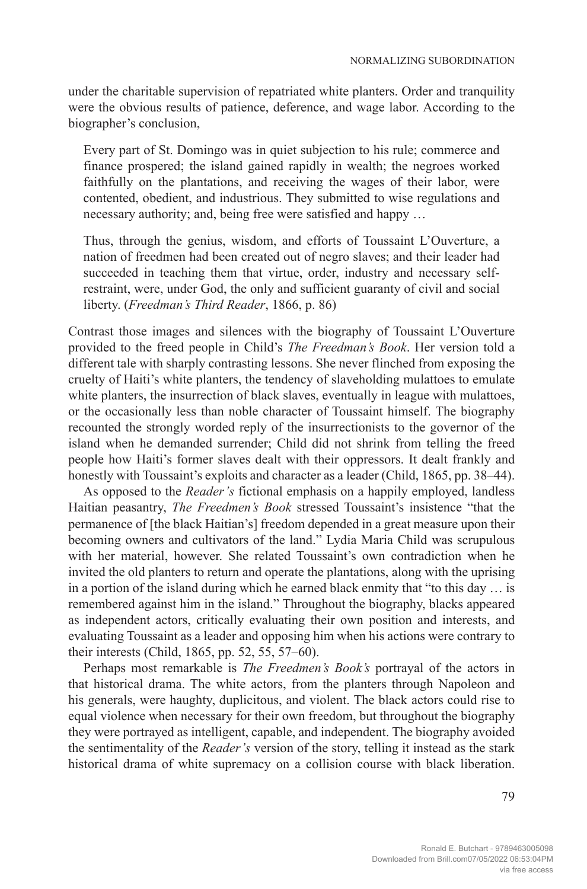under the charitable supervision of repatriated white planters. Order and tranquility were the obvious results of patience, deference, and wage labor. According to the biographer's conclusion,

> Every part of St. Domingo was in quiet subjection to his rule; commerce and finance prospered; the island gained rapidly in wealth; the negroes worked faithfully on the plantations, and receiving the wages of their labor, were contented, obedient, and industrious. They submitted to wise regulations and necessary authority; and, being free were satisfied and happy …
>
> Thus, through the genius, wisdom, and efforts of Toussaint L'Ouverture, a nation of freedmen had been created out of negro slaves; and their leader had succeeded in teaching them that virtue, order, industry and necessary self-restraint, were, under God, the only and sufficient guaranty of civil and social liberty. (*Freedman's Third Reader*, 1866, p. 86)

Contrast those images and silences with the biography of Toussaint L'Ouverture provided to the freed people in Child's *The Freedman's Book*. Her version told a different tale with sharply contrasting lessons. She never flinched from exposing the cruelty of Haiti's white planters, the tendency of slaveholding mulattoes to emulate white planters, the insurrection of black slaves, eventually in league with mulattoes, or the occasionally less than noble character of Toussaint himself. The biography recounted the strongly worded reply of the insurrectionists to the governor of the island when he demanded surrender; Child did not shrink from telling the freed people how Haiti's former slaves dealt with their oppressors. It dealt frankly and honestly with Toussaint's exploits and character as a leader (Child, 1865, pp. 38–44).

As opposed to the *Reader's* fictional emphasis on a happily employed, landless Haitian peasantry, *The Freedmen's Book* stressed Toussaint's insistence "that the permanence of [the black Haitian's] freedom depended in a great measure upon their becoming owners and cultivators of the land." Lydia Maria Child was scrupulous with her material, however. She related Toussaint's own contradiction when he invited the old planters to return and operate the plantations, along with the uprising in a portion of the island during which he earned black enmity that "to this day … is remembered against him in the island." Throughout the biography, blacks appeared as independent actors, critically evaluating their own position and interests, and evaluating Toussaint as a leader and opposing him when his actions were contrary to their interests (Child, 1865, pp. 52, 55, 57–60).

Perhaps most remarkable is *The Freedmen's Book's* portrayal of the actors in that historical drama. The white actors, from the planters through Napoleon and his generals, were haughty, duplicitous, and violent. The black actors could rise to equal violence when necessary for their own freedom, but throughout the biography they were portrayed as intelligent, capable, and independent. The biography avoided the sentimentality of the *Reader's* version of the story, telling it instead as the stark historical drama of white supremacy on a collision course with black liberation.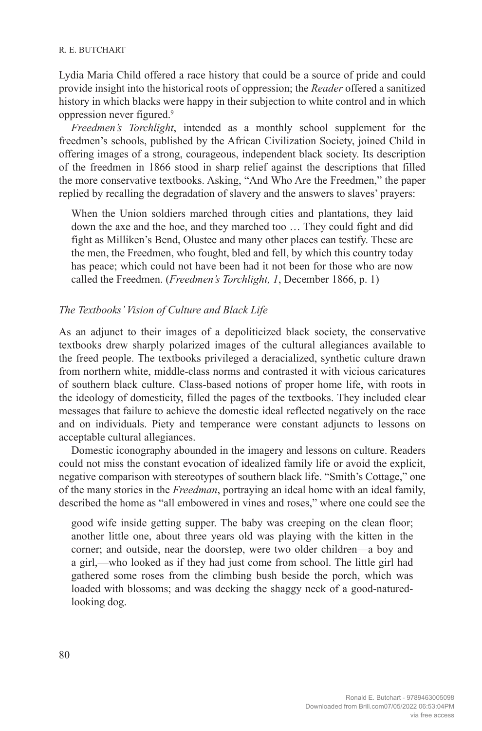Lydia Maria Child offered a race history that could be a source of pride and could provide insight into the historical roots of oppression; the *Reader* offered a sanitized history in which blacks were happy in their subjection to white control and in which oppression never figured.[9]

*Freedmen's Torchlight*, intended as a monthly school supplement for the freedmen's schools, published by the African Civilization Society, joined Child in offering images of a strong, courageous, independent black society. Its description of the freedmen in 1866 stood in sharp relief against the descriptions that filled the more conservative textbooks. Asking, "And Who Are the Freedmen," the paper replied by recalling the degradation of slavery and the answers to slaves' prayers:

> When the Union soldiers marched through cities and plantations, they laid down the axe and the hoe, and they marched too … They could fight and did fight as Milliken's Bend, Olustee and many other places can testify. These are the men, the Freedmen, who fought, bled and fell, by which this country today has peace; which could not have been had it not been for those who are now called the Freedmen. (*Freedmen's Torchlight, 1*, December 1866, p. 1)

### *The Textbooks' Vision of Culture and Black Life*

As an adjunct to their images of a depoliticized black society, the conservative textbooks drew sharply polarized images of the cultural allegiances available to the freed people. The textbooks privileged a deracialized, synthetic culture drawn from northern white, middle-class norms and contrasted it with vicious caricatures of southern black culture. Class-based notions of proper home life, with roots in the ideology of domesticity, filled the pages of the textbooks. They included clear messages that failure to achieve the domestic ideal reflected negatively on the race and on individuals. Piety and temperance were constant adjuncts to lessons on acceptable cultural allegiances.

Domestic iconography abounded in the imagery and lessons on culture. Readers could not miss the constant evocation of idealized family life or avoid the explicit, negative comparison with stereotypes of southern black life. "Smith's Cottage," one of the many stories in the *Freedman*, portraying an ideal home with an ideal family, described the home as "all embowered in vines and roses," where one could see the

> good wife inside getting supper. The baby was creeping on the clean floor; another little one, about three years old was playing with the kitten in the corner; and outside, near the doorstep, were two older children—a boy and a girl,—who looked as if they had just come from school. The little girl had gathered some roses from the climbing bush beside the porch, which was loaded with blossoms; and was decking the shaggy neck of a good-natured-looking dog.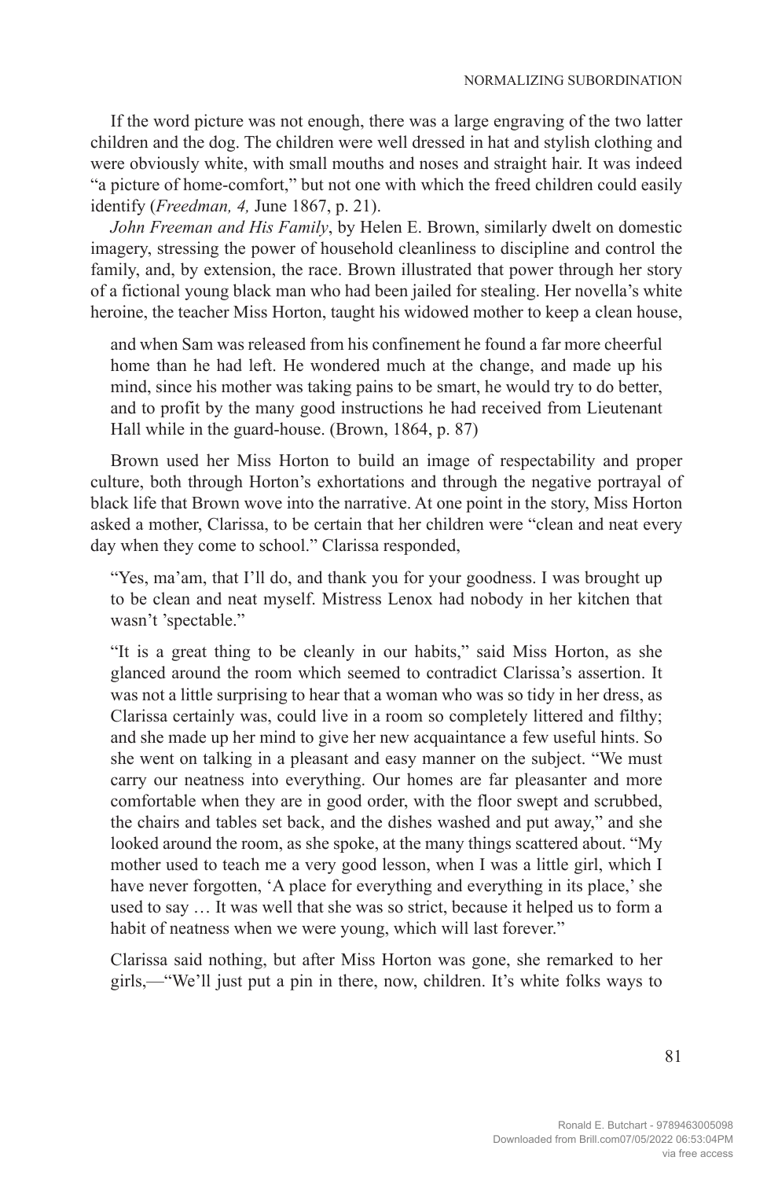If the word picture was not enough, there was a large engraving of the two latter children and the dog. The children were well dressed in hat and stylish clothing and were obviously white, with small mouths and noses and straight hair. It was indeed "a picture of home-comfort," but not one with which the freed children could easily identify (*Freedman, 4,* June 1867, p. 21).

*John Freeman and His Family*, by Helen E. Brown, similarly dwelt on domestic imagery, stressing the power of household cleanliness to discipline and control the family, and, by extension, the race. Brown illustrated that power through her story of a fictional young black man who had been jailed for stealing. Her novella's white heroine, the teacher Miss Horton, taught his widowed mother to keep a clean house,

> and when Sam was released from his confinement he found a far more cheerful home than he had left. He wondered much at the change, and made up his mind, since his mother was taking pains to be smart, he would try to do better, and to profit by the many good instructions he had received from Lieutenant Hall while in the guard-house. (Brown, 1864, p. 87)

Brown used her Miss Horton to build an image of respectability and proper culture, both through Horton's exhortations and through the negative portrayal of black life that Brown wove into the narrative. At one point in the story, Miss Horton asked a mother, Clarissa, to be certain that her children were "clean and neat every day when they come to school." Clarissa responded,

> "Yes, ma'am, that I'll do, and thank you for your goodness. I was brought up to be clean and neat myself. Mistress Lenox had nobody in her kitchen that wasn't 'spectable."
>
> "It is a great thing to be cleanly in our habits," said Miss Horton, as she glanced around the room which seemed to contradict Clarissa's assertion. It was not a little surprising to hear that a woman who was so tidy in her dress, as Clarissa certainly was, could live in a room so completely littered and filthy; and she made up her mind to give her new acquaintance a few useful hints. So she went on talking in a pleasant and easy manner on the subject. "We must carry our neatness into everything. Our homes are far pleasanter and more comfortable when they are in good order, with the floor swept and scrubbed, the chairs and tables set back, and the dishes washed and put away," and she looked around the room, as she spoke, at the many things scattered about. "My mother used to teach me a very good lesson, when I was a little girl, which I have never forgotten, 'A place for everything and everything in its place,' she used to say … It was well that she was so strict, because it helped us to form a habit of neatness when we were young, which will last forever."
>
> Clarissa said nothing, but after Miss Horton was gone, she remarked to her girls,—"We'll just put a pin in there, now, children. It's white folks ways to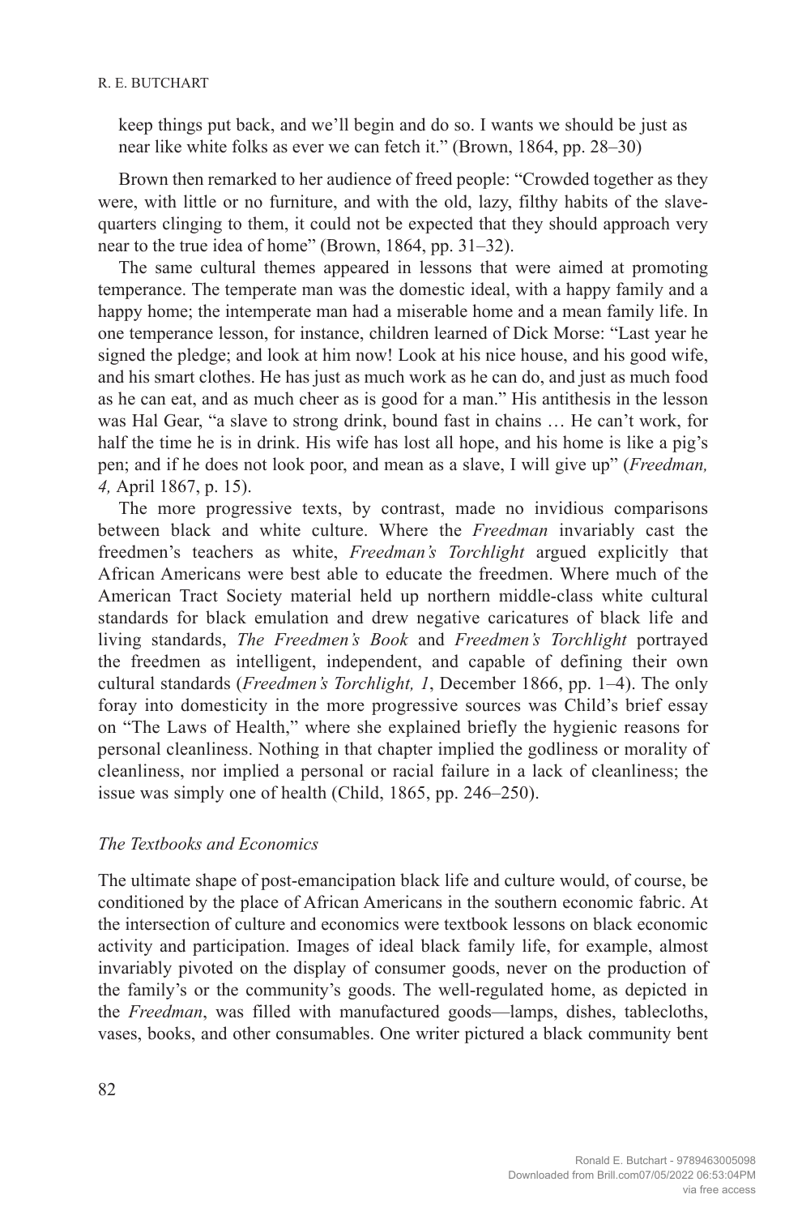keep things put back, and we'll begin and do so. I wants we should be just as near like white folks as ever we can fetch it." (Brown, 1864, pp. 28–30)

Brown then remarked to her audience of freed people: "Crowded together as they were, with little or no furniture, and with the old, lazy, filthy habits of the slave-quarters clinging to them, it could not be expected that they should approach very near to the true idea of home" (Brown, 1864, pp. 31–32).

The same cultural themes appeared in lessons that were aimed at promoting temperance. The temperate man was the domestic ideal, with a happy family and a happy home; the intemperate man had a miserable home and a mean family life. In one temperance lesson, for instance, children learned of Dick Morse: "Last year he signed the pledge; and look at him now! Look at his nice house, and his good wife, and his smart clothes. He has just as much work as he can do, and just as much food as he can eat, and as much cheer as is good for a man." His antithesis in the lesson was Hal Gear, "a slave to strong drink, bound fast in chains … He can't work, for half the time he is in drink. His wife has lost all hope, and his home is like a pig's pen; and if he does not look poor, and mean as a slave, I will give up" (*Freedman, 4,* April 1867, p. 15).

The more progressive texts, by contrast, made no invidious comparisons between black and white culture. Where the *Freedman* invariably cast the freedmen's teachers as white, *Freedman's Torchlight* argued explicitly that African Americans were best able to educate the freedmen. Where much of the American Tract Society material held up northern middle-class white cultural standards for black emulation and drew negative caricatures of black life and living standards, *The Freedmen's Book* and *Freedmen's Torchlight* portrayed the freedmen as intelligent, independent, and capable of defining their own cultural standards (*Freedmen's Torchlight, 1*, December 1866, pp. 1–4). The only foray into domesticity in the more progressive sources was Child's brief essay on "The Laws of Health," where she explained briefly the hygienic reasons for personal cleanliness. Nothing in that chapter implied the godliness or morality of cleanliness, nor implied a personal or racial failure in a lack of cleanliness; the issue was simply one of health (Child, 1865, pp. 246–250).

### *The Textbooks and Economics*

The ultimate shape of post-emancipation black life and culture would, of course, be conditioned by the place of African Americans in the southern economic fabric. At the intersection of culture and economics were textbook lessons on black economic activity and participation. Images of ideal black family life, for example, almost invariably pivoted on the display of consumer goods, never on the production of the family's or the community's goods. The well-regulated home, as depicted in the *Freedman*, was filled with manufactured goods—lamps, dishes, tablecloths, vases, books, and other consumables. One writer pictured a black community bent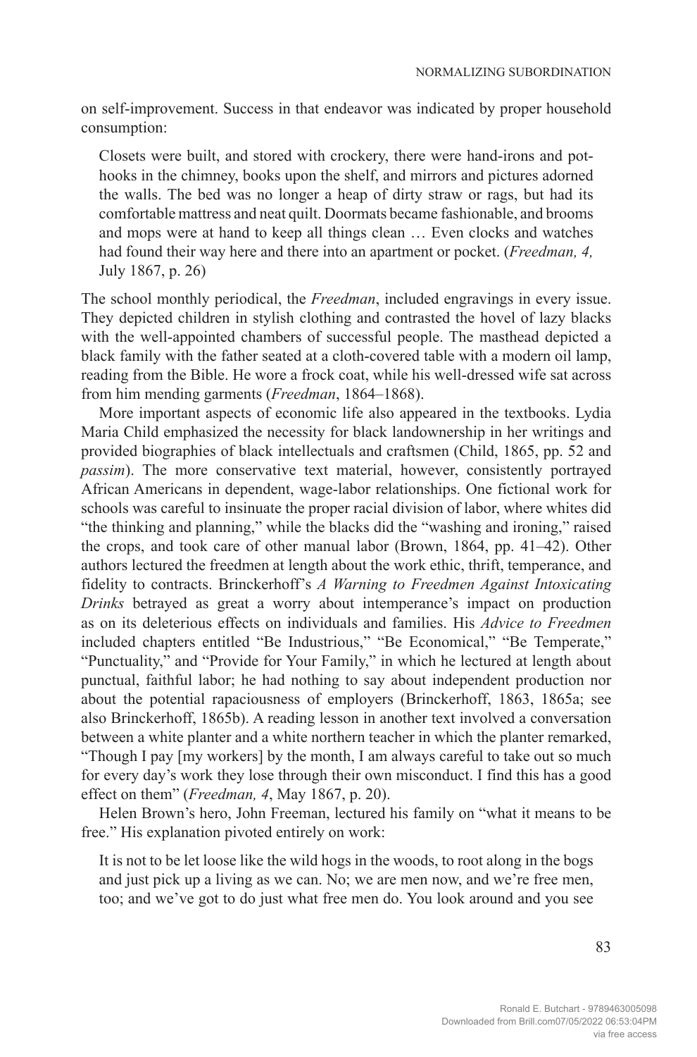on self-improvement. Success in that endeavor was indicated by proper household consumption:

> Closets were built, and stored with crockery, there were hand-irons and pot-hooks in the chimney, books upon the shelf, and mirrors and pictures adorned the walls. The bed was no longer a heap of dirty straw or rags, but had its comfortable mattress and neat quilt. Doormats became fashionable, and brooms and mops were at hand to keep all things clean … Even clocks and watches had found their way here and there into an apartment or pocket. (*Freedman, 4,* July 1867, p. 26)

The school monthly periodical, the *Freedman*, included engravings in every issue. They depicted children in stylish clothing and contrasted the hovel of lazy blacks with the well-appointed chambers of successful people. The masthead depicted a black family with the father seated at a cloth-covered table with a modern oil lamp, reading from the Bible. He wore a frock coat, while his well-dressed wife sat across from him mending garments (*Freedman*, 1864–1868).

More important aspects of economic life also appeared in the textbooks. Lydia Maria Child emphasized the necessity for black landownership in her writings and provided biographies of black intellectuals and craftsmen (Child, 1865, pp. 52 and *passim*). The more conservative text material, however, consistently portrayed African Americans in dependent, wage-labor relationships. One fictional work for schools was careful to insinuate the proper racial division of labor, where whites did "the thinking and planning," while the blacks did the "washing and ironing," raised the crops, and took care of other manual labor (Brown, 1864, pp. 41–42). Other authors lectured the freedmen at length about the work ethic, thrift, temperance, and fidelity to contracts. Brinckerhoff's *A Warning to Freedmen Against Intoxicating Drinks* betrayed as great a worry about intemperance's impact on production as on its deleterious effects on individuals and families. His *Advice to Freedmen* included chapters entitled "Be Industrious," "Be Economical," "Be Temperate," "Punctuality," and "Provide for Your Family," in which he lectured at length about punctual, faithful labor; he had nothing to say about independent production nor about the potential rapaciousness of employers (Brinckerhoff, 1863, 1865a; see also Brinckerhoff, 1865b). A reading lesson in another text involved a conversation between a white planter and a white northern teacher in which the planter remarked, "Though I pay [my workers] by the month, I am always careful to take out so much for every day's work they lose through their own misconduct. I find this has a good effect on them" (*Freedman, 4*, May 1867, p. 20).

Helen Brown's hero, John Freeman, lectured his family on "what it means to be free." His explanation pivoted entirely on work:

> It is not to be let loose like the wild hogs in the woods, to root along in the bogs and just pick up a living as we can. No; we are men now, and we're free men, too; and we've got to do just what free men do. You look around and you see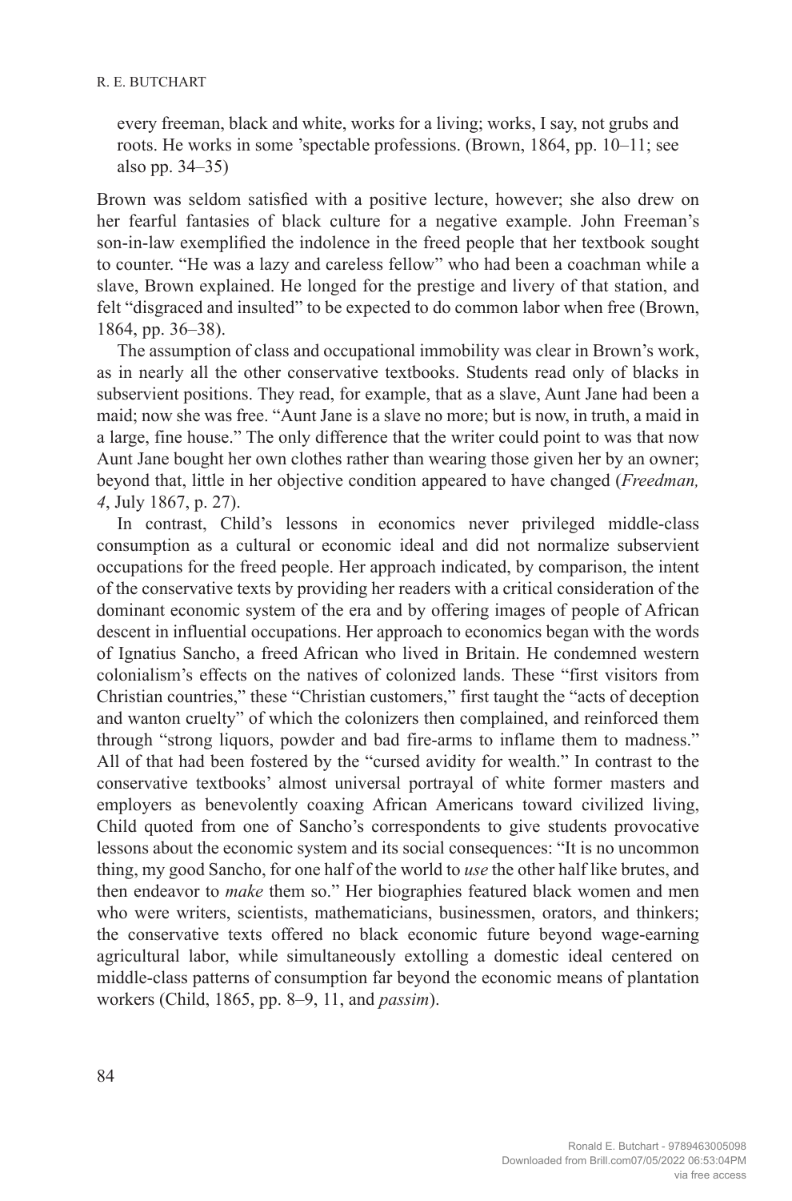every freeman, black and white, works for a living; works, I say, not grubs and roots. He works in some 'spectable professions. (Brown, 1864, pp. 10–11; see also pp. 34–35)

Brown was seldom satisfied with a positive lecture, however; she also drew on her fearful fantasies of black culture for a negative example. John Freeman's son-in-law exemplified the indolence in the freed people that her textbook sought to counter. "He was a lazy and careless fellow" who had been a coachman while a slave, Brown explained. He longed for the prestige and livery of that station, and felt "disgraced and insulted" to be expected to do common labor when free (Brown, 1864, pp. 36–38).

The assumption of class and occupational immobility was clear in Brown's work, as in nearly all the other conservative textbooks. Students read only of blacks in subservient positions. They read, for example, that as a slave, Aunt Jane had been a maid; now she was free. "Aunt Jane is a slave no more; but is now, in truth, a maid in a large, fine house." The only difference that the writer could point to was that now Aunt Jane bought her own clothes rather than wearing those given her by an owner; beyond that, little in her objective condition appeared to have changed (*Freedman, 4*, July 1867, p. 27).

In contrast, Child's lessons in economics never privileged middle-class consumption as a cultural or economic ideal and did not normalize subservient occupations for the freed people. Her approach indicated, by comparison, the intent of the conservative texts by providing her readers with a critical consideration of the dominant economic system of the era and by offering images of people of African descent in influential occupations. Her approach to economics began with the words of Ignatius Sancho, a freed African who lived in Britain. He condemned western colonialism's effects on the natives of colonized lands. These "first visitors from Christian countries," these "Christian customers," first taught the "acts of deception and wanton cruelty" of which the colonizers then complained, and reinforced them through "strong liquors, powder and bad fire-arms to inflame them to madness." All of that had been fostered by the "cursed avidity for wealth." In contrast to the conservative textbooks' almost universal portrayal of white former masters and employers as benevolently coaxing African Americans toward civilized living, Child quoted from one of Sancho's correspondents to give students provocative lessons about the economic system and its social consequences: "It is no uncommon thing, my good Sancho, for one half of the world to *use* the other half like brutes, and then endeavor to *make* them so." Her biographies featured black women and men who were writers, scientists, mathematicians, businessmen, orators, and thinkers; the conservative texts offered no black economic future beyond wage-earning agricultural labor, while simultaneously extolling a domestic ideal centered on middle-class patterns of consumption far beyond the economic means of plantation workers (Child, 1865, pp. 8–9, 11, and *passim*).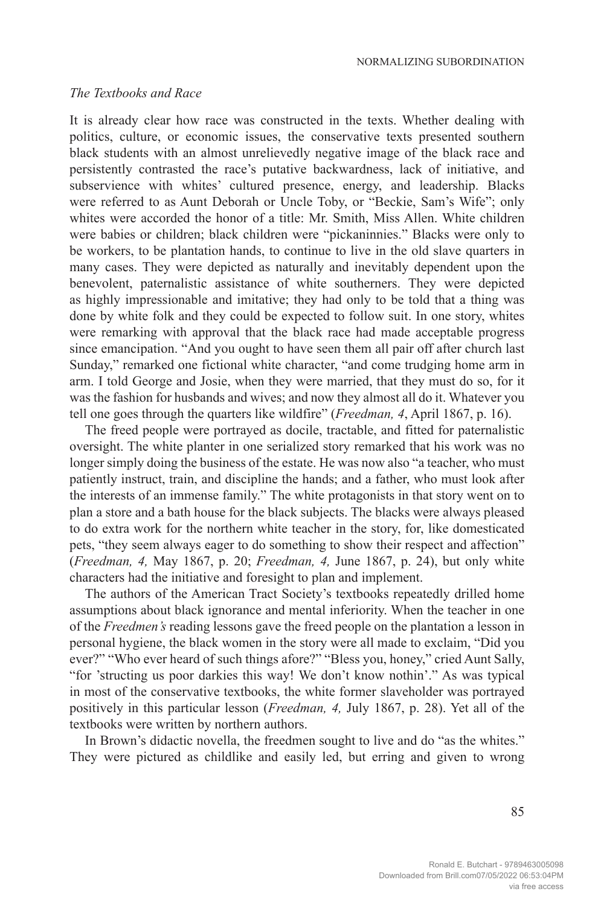*The Textbooks and Race*

It is already clear how race was constructed in the texts. Whether dealing with politics, culture, or economic issues, the conservative texts presented southern black students with an almost unrelievedly negative image of the black race and persistently contrasted the race's putative backwardness, lack of initiative, and subservience with whites' cultured presence, energy, and leadership. Blacks were referred to as Aunt Deborah or Uncle Toby, or "Beckie, Sam's Wife"; only whites were accorded the honor of a title: Mr. Smith, Miss Allen. White children were babies or children; black children were "pickaninnies." Blacks were only to be workers, to be plantation hands, to continue to live in the old slave quarters in many cases. They were depicted as naturally and inevitably dependent upon the benevolent, paternalistic assistance of white southerners. They were depicted as highly impressionable and imitative; they had only to be told that a thing was done by white folk and they could be expected to follow suit. In one story, whites were remarking with approval that the black race had made acceptable progress since emancipation. "And you ought to have seen them all pair off after church last Sunday," remarked one fictional white character, "and come trudging home arm in arm. I told George and Josie, when they were married, that they must do so, for it was the fashion for husbands and wives; and now they almost all do it. Whatever you tell one goes through the quarters like wildfire" (*Freedman, 4*, April 1867, p. 16).

The freed people were portrayed as docile, tractable, and fitted for paternalistic oversight. The white planter in one serialized story remarked that his work was no longer simply doing the business of the estate. He was now also "a teacher, who must patiently instruct, train, and discipline the hands; and a father, who must look after the interests of an immense family." The white protagonists in that story went on to plan a store and a bath house for the black subjects. The blacks were always pleased to do extra work for the northern white teacher in the story, for, like domesticated pets, "they seem always eager to do something to show their respect and affection" (*Freedman, 4,* May 1867, p. 20; *Freedman, 4,* June 1867, p. 24), but only white characters had the initiative and foresight to plan and implement.

The authors of the American Tract Society's textbooks repeatedly drilled home assumptions about black ignorance and mental inferiority. When the teacher in one of the *Freedmen's* reading lessons gave the freed people on the plantation a lesson in personal hygiene, the black women in the story were all made to exclaim, "Did you ever?" "Who ever heard of such things afore?" "Bless you, honey," cried Aunt Sally, "for 'structing us poor darkies this way! We don't know nothin'." As was typical in most of the conservative textbooks, the white former slaveholder was portrayed positively in this particular lesson (*Freedman, 4,* July 1867, p. 28). Yet all of the textbooks were written by northern authors.

In Brown's didactic novella, the freedmen sought to live and do "as the whites." They were pictured as childlike and easily led, but erring and given to wrong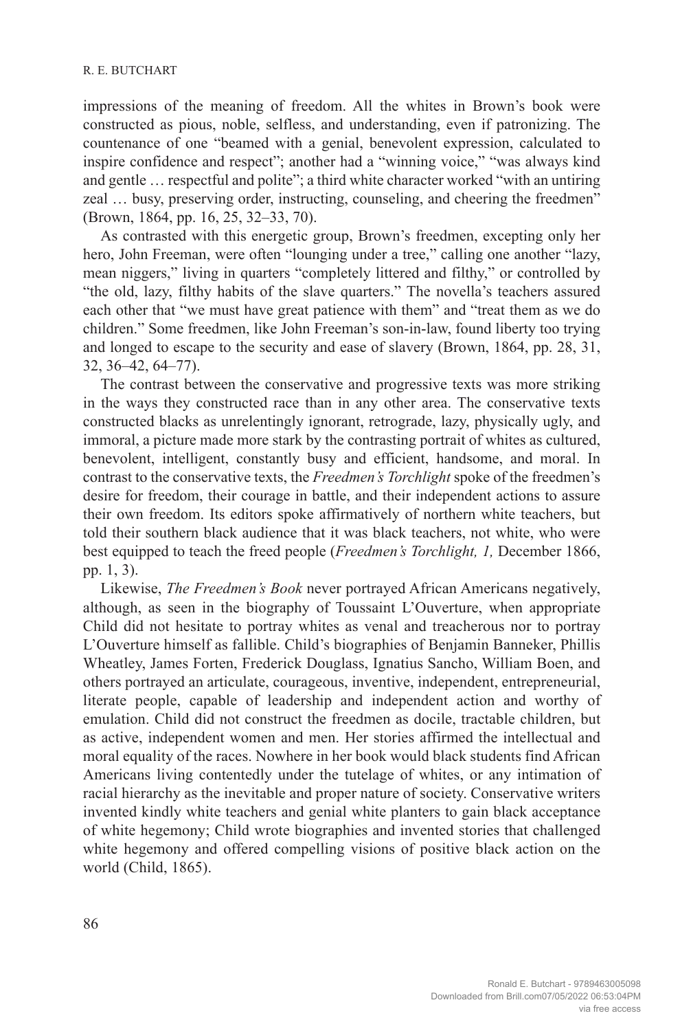impressions of the meaning of freedom. All the whites in Brown's book were constructed as pious, noble, selfless, and understanding, even if patronizing. The countenance of one "beamed with a genial, benevolent expression, calculated to inspire confidence and respect"; another had a "winning voice," "was always kind and gentle … respectful and polite"; a third white character worked "with an untiring zeal … busy, preserving order, instructing, counseling, and cheering the freedmen" (Brown, 1864, pp. 16, 25, 32–33, 70).

As contrasted with this energetic group, Brown's freedmen, excepting only her hero, John Freeman, were often "lounging under a tree," calling one another "lazy, mean niggers," living in quarters "completely littered and filthy," or controlled by "the old, lazy, filthy habits of the slave quarters." The novella's teachers assured each other that "we must have great patience with them" and "treat them as we do children." Some freedmen, like John Freeman's son-in-law, found liberty too trying and longed to escape to the security and ease of slavery (Brown, 1864, pp. 28, 31, 32, 36–42, 64–77).

The contrast between the conservative and progressive texts was more striking in the ways they constructed race than in any other area. The conservative texts constructed blacks as unrelentingly ignorant, retrograde, lazy, physically ugly, and immoral, a picture made more stark by the contrasting portrait of whites as cultured, benevolent, intelligent, constantly busy and efficient, handsome, and moral. In contrast to the conservative texts, the *Freedmen's Torchlight* spoke of the freedmen's desire for freedom, their courage in battle, and their independent actions to assure their own freedom. Its editors spoke affirmatively of northern white teachers, but told their southern black audience that it was black teachers, not white, who were best equipped to teach the freed people (*Freedmen's Torchlight, 1,* December 1866, pp. 1, 3).

Likewise, *The Freedmen's Book* never portrayed African Americans negatively, although, as seen in the biography of Toussaint L'Ouverture, when appropriate Child did not hesitate to portray whites as venal and treacherous nor to portray L'Ouverture himself as fallible. Child's biographies of Benjamin Banneker, Phillis Wheatley, James Forten, Frederick Douglass, Ignatius Sancho, William Boen, and others portrayed an articulate, courageous, inventive, independent, entrepreneurial, literate people, capable of leadership and independent action and worthy of emulation. Child did not construct the freedmen as docile, tractable children, but as active, independent women and men. Her stories affirmed the intellectual and moral equality of the races. Nowhere in her book would black students find African Americans living contentedly under the tutelage of whites, or any intimation of racial hierarchy as the inevitable and proper nature of society. Conservative writers invented kindly white teachers and genial white planters to gain black acceptance of white hegemony; Child wrote biographies and invented stories that challenged white hegemony and offered compelling visions of positive black action on the world (Child, 1865).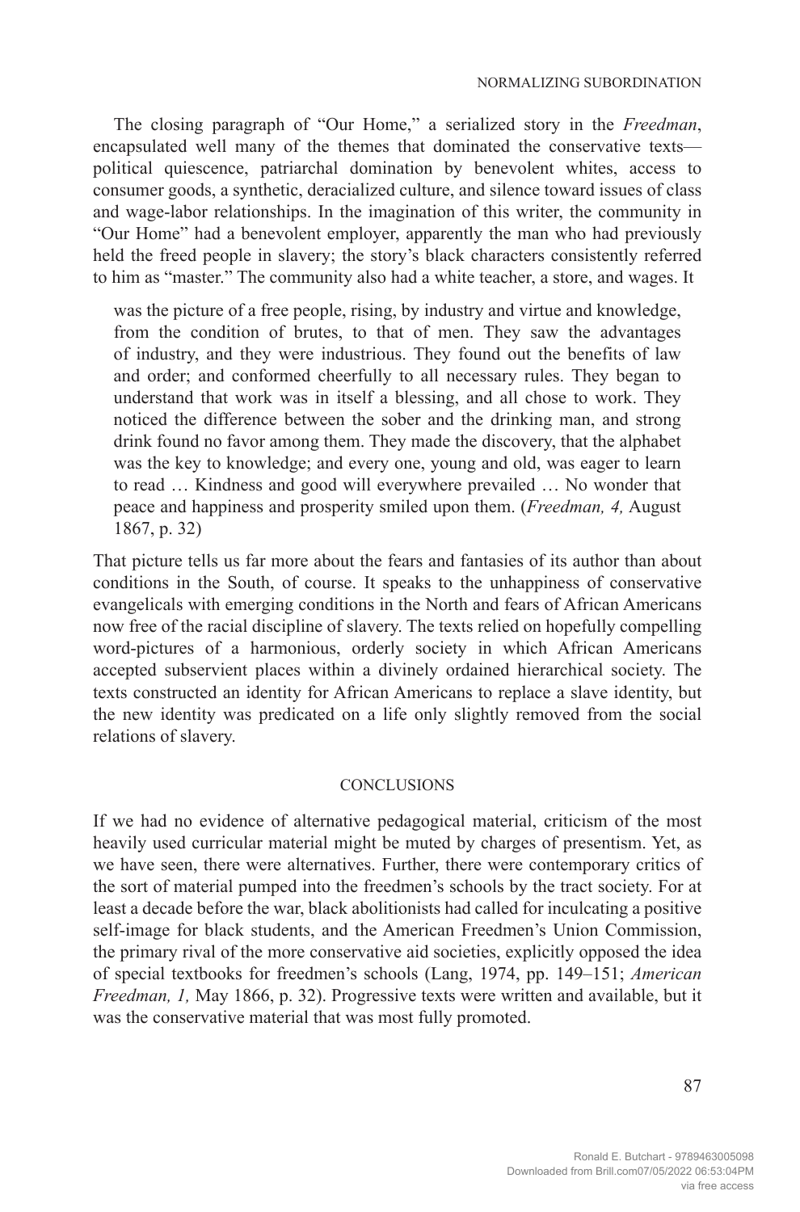The closing paragraph of "Our Home," a serialized story in the *Freedman*, encapsulated well many of the themes that dominated the conservative texts—political quiescence, patriarchal domination by benevolent whites, access to consumer goods, a synthetic, deracialized culture, and silence toward issues of class and wage-labor relationships. In the imagination of this writer, the community in "Our Home" had a benevolent employer, apparently the man who had previously held the freed people in slavery; the story's black characters consistently referred to him as "master." The community also had a white teacher, a store, and wages. It

> was the picture of a free people, rising, by industry and virtue and knowledge, from the condition of brutes, to that of men. They saw the advantages of industry, and they were industrious. They found out the benefits of law and order; and conformed cheerfully to all necessary rules. They began to understand that work was in itself a blessing, and all chose to work. They noticed the difference between the sober and the drinking man, and strong drink found no favor among them. They made the discovery, that the alphabet was the key to knowledge; and every one, young and old, was eager to learn to read … Kindness and good will everywhere prevailed … No wonder that peace and happiness and prosperity smiled upon them. (*Freedman, 4,* August 1867, p. 32)

That picture tells us far more about the fears and fantasies of its author than about conditions in the South, of course. It speaks to the unhappiness of conservative evangelicals with emerging conditions in the North and fears of African Americans now free of the racial discipline of slavery. The texts relied on hopefully compelling word-pictures of a harmonious, orderly society in which African Americans accepted subservient places within a divinely ordained hierarchical society. The texts constructed an identity for African Americans to replace a slave identity, but the new identity was predicated on a life only slightly removed from the social relations of slavery.

## CONCLUSIONS

If we had no evidence of alternative pedagogical material, criticism of the most heavily used curricular material might be muted by charges of presentism. Yet, as we have seen, there were alternatives. Further, there were contemporary critics of the sort of material pumped into the freedmen's schools by the tract society. For at least a decade before the war, black abolitionists had called for inculcating a positive self-image for black students, and the American Freedmen's Union Commission, the primary rival of the more conservative aid societies, explicitly opposed the idea of special textbooks for freedmen's schools (Lang, 1974, pp. 149–151; *American Freedman, 1,* May 1866, p. 32). Progressive texts were written and available, but it was the conservative material that was most fully promoted.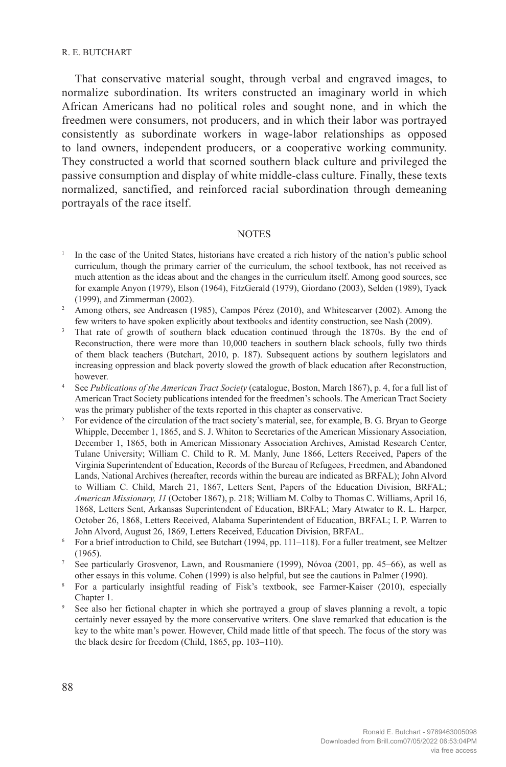That conservative material sought, through verbal and engraved images, to normalize subordination. Its writers constructed an imaginary world in which African Americans had no political roles and sought none, and in which the freedmen were consumers, not producers, and in which their labor was portrayed consistently as subordinate workers in wage-labor relationships as opposed to land owners, independent producers, or a cooperative working community. They constructed a world that scorned southern black culture and privileged the passive consumption and display of white middle-class culture. Finally, these texts normalized, sanctified, and reinforced racial subordination through demeaning portrayals of the race itself.

## NOTES

1. In the case of the United States, historians have created a rich history of the nation's public school curriculum, though the primary carrier of the curriculum, the school textbook, has not received as much attention as the ideas about and the changes in the curriculum itself. Among good sources, see for example Anyon (1979), Elson (1964), FitzGerald (1979), Giordano (2003), Selden (1989), Tyack (1999), and Zimmerman (2002).
2. Among others, see Andreasen (1985), Campos Pérez (2010), and Whitescarver (2002). Among the few writers to have spoken explicitly about textbooks and identity construction, see Nash (2009).
3. That rate of growth of southern black education continued through the 1870s. By the end of Reconstruction, there were more than 10,000 teachers in southern black schools, fully two thirds of them black teachers (Butchart, 2010, p. 187). Subsequent actions by southern legislators and increasing oppression and black poverty slowed the growth of black education after Reconstruction, however.
4. See *Publications of the American Tract Society* (catalogue, Boston, March 1867), p. 4, for a full list of American Tract Society publications intended for the freedmen's schools. The American Tract Society was the primary publisher of the texts reported in this chapter as conservative.
5. For evidence of the circulation of the tract society's material, see, for example, B. G. Bryan to George Whipple, December 1, 1865, and S. J. Whiton to Secretaries of the American Missionary Association, December 1, 1865, both in American Missionary Association Archives, Amistad Research Center, Tulane University; William C. Child to R. M. Manly, June 1866, Letters Received, Papers of the Virginia Superintendent of Education, Records of the Bureau of Refugees, Freedmen, and Abandoned Lands, National Archives (hereafter, records within the bureau are indicated as BRFAL); John Alvord to William C. Child, March 21, 1867, Letters Sent, Papers of the Education Division, BRFAL; *American Missionary, 11* (October 1867), p. 218; William M. Colby to Thomas C. Williams, April 16, 1868, Letters Sent, Arkansas Superintendent of Education, BRFAL; Mary Atwater to R. L. Harper, October 26, 1868, Letters Received, Alabama Superintendent of Education, BRFAL; I. P. Warren to John Alvord, August 26, 1869, Letters Received, Education Division, BRFAL.
6. For a brief introduction to Child, see Butchart (1994, pp. 111–118). For a fuller treatment, see Meltzer (1965).
7. See particularly Grosvenor, Lawn, and Rousmaniere (1999), Nóvoa (2001, pp. 45–66), as well as other essays in this volume. Cohen (1999) is also helpful, but see the cautions in Palmer (1990).
8. For a particularly insightful reading of Fisk's textbook, see Farmer-Kaiser (2010), especially Chapter 1.
9. See also her fictional chapter in which she portrayed a group of slaves planning a revolt, a topic certainly never essayed by the more conservative writers. One slave remarked that education is the key to the white man's power. However, Child made little of that speech. The focus of the story was the black desire for freedom (Child, 1865, pp. 103–110).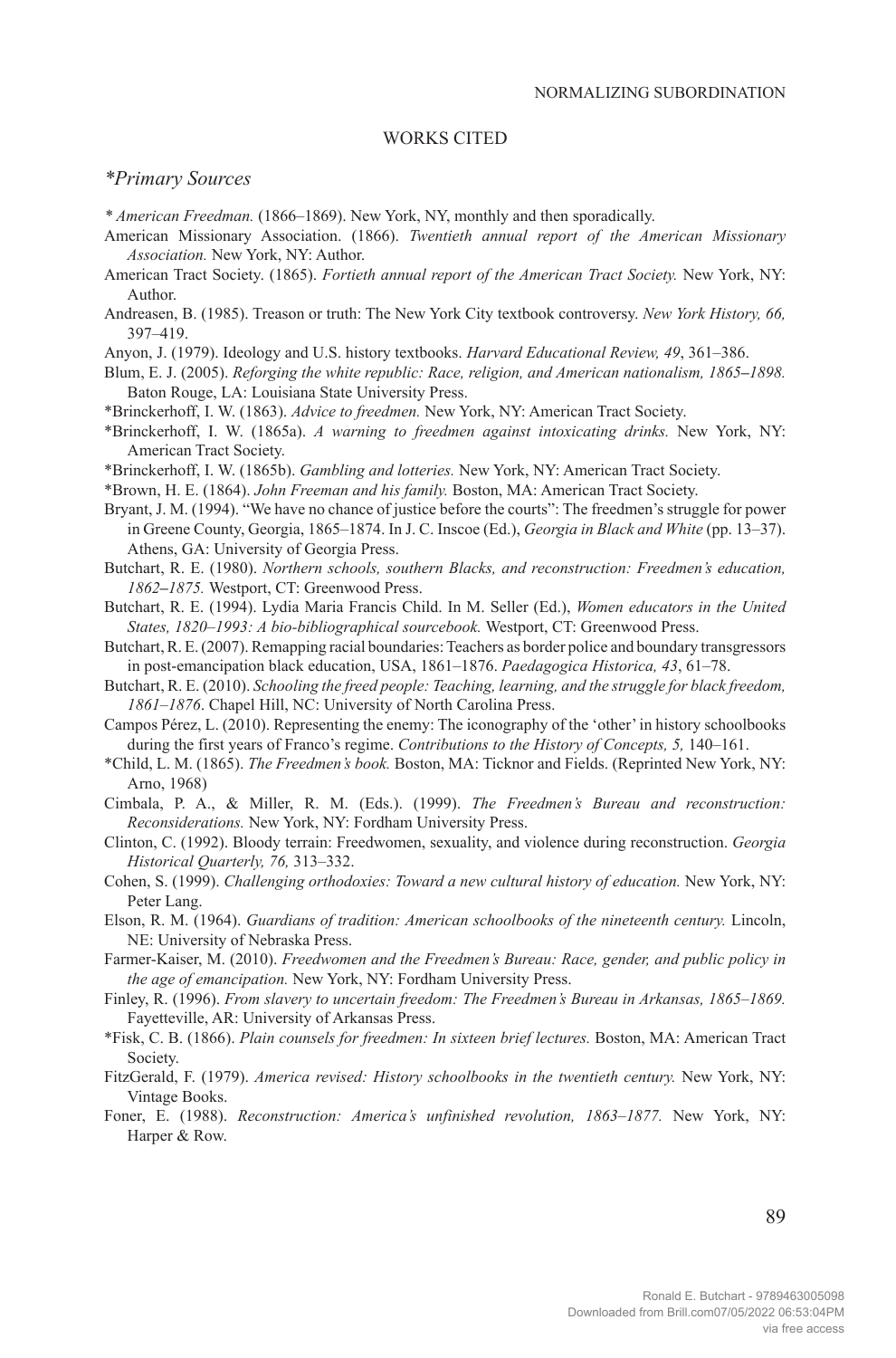## WORKS CITED

### *\*Primary Sources*

*\* American Freedman.* (1866–1869). New York, NY, monthly and then sporadically.

American Missionary Association. (1866). *Twentieth annual report of the American Missionary Association.* New York, NY: Author.

American Tract Society. (1865). *Fortieth annual report of the American Tract Society.* New York, NY: Author.

Andreasen, B. (1985). Treason or truth: The New York City textbook controversy. *New York History, 66,* 397–419.

Anyon, J. (1979). Ideology and U.S. history textbooks. *Harvard Educational Review, 49*, 361–386.

Blum, E. J. (2005). *Reforging the white republic: Race, religion, and American nationalism, 1865–1898.* Baton Rouge, LA: Louisiana State University Press.

\*Brinckerhoff, I. W. (1863). *Advice to freedmen.* New York, NY: American Tract Society.

\*Brinckerhoff, I. W. (1865a). *A warning to freedmen against intoxicating drinks.* New York, NY: American Tract Society.

\*Brinckerhoff, I. W. (1865b). *Gambling and lotteries.* New York, NY: American Tract Society.

\*Brown, H. E. (1864). *John Freeman and his family.* Boston, MA: American Tract Society.

Bryant, J. M. (1994). "We have no chance of justice before the courts": The freedmen's struggle for power in Greene County, Georgia, 1865–1874. In J. C. Inscoe (Ed.), *Georgia in Black and White* (pp. 13–37). Athens, GA: University of Georgia Press.

Butchart, R. E. (1980). *Northern schools, southern Blacks, and reconstruction: Freedmen's education, 1862–1875.* Westport, CT: Greenwood Press.

Butchart, R. E. (1994). Lydia Maria Francis Child. In M. Seller (Ed.), *Women educators in the United States, 1820–1993: A bio-bibliographical sourcebook.* Westport, CT: Greenwood Press.

Butchart, R. E. (2007). Remapping racial boundaries: Teachers as border police and boundary transgressors in post-emancipation black education, USA, 1861–1876. *Paedagogica Historica, 43*, 61–78.

Butchart, R. E. (2010). *Schooling the freed people: Teaching, learning, and the struggle for black freedom, 1861–1876*. Chapel Hill, NC: University of North Carolina Press.

Campos Pérez, L. (2010). Representing the enemy: The iconography of the 'other' in history schoolbooks during the first years of Franco's regime. *Contributions to the History of Concepts, 5,* 140–161.

\*Child, L. M. (1865). *The Freedmen's book.* Boston, MA: Ticknor and Fields. (Reprinted New York, NY: Arno, 1968)

Cimbala, P. A., & Miller, R. M. (Eds.). (1999). *The Freedmen's Bureau and reconstruction: Reconsiderations.* New York, NY: Fordham University Press.

Clinton, C. (1992). Bloody terrain: Freedwomen, sexuality, and violence during reconstruction. *Georgia Historical Quarterly, 76,* 313–332.

Cohen, S. (1999). *Challenging orthodoxies: Toward a new cultural history of education.* New York, NY: Peter Lang.

Elson, R. M. (1964). *Guardians of tradition: American schoolbooks of the nineteenth century.* Lincoln, NE: University of Nebraska Press.

Farmer-Kaiser, M. (2010). *Freedwomen and the Freedmen's Bureau: Race, gender, and public policy in the age of emancipation.* New York, NY: Fordham University Press.

Finley, R. (1996). *From slavery to uncertain freedom: The Freedmen's Bureau in Arkansas, 1865–1869.* Fayetteville, AR: University of Arkansas Press.

\*Fisk, C. B. (1866). *Plain counsels for freedmen: In sixteen brief lectures.* Boston, MA: American Tract Society.

FitzGerald, F. (1979). *America revised: History schoolbooks in the twentieth century.* New York, NY: Vintage Books.

Foner, E. (1988). *Reconstruction: America's unfinished revolution, 1863–1877.* New York, NY: Harper & Row.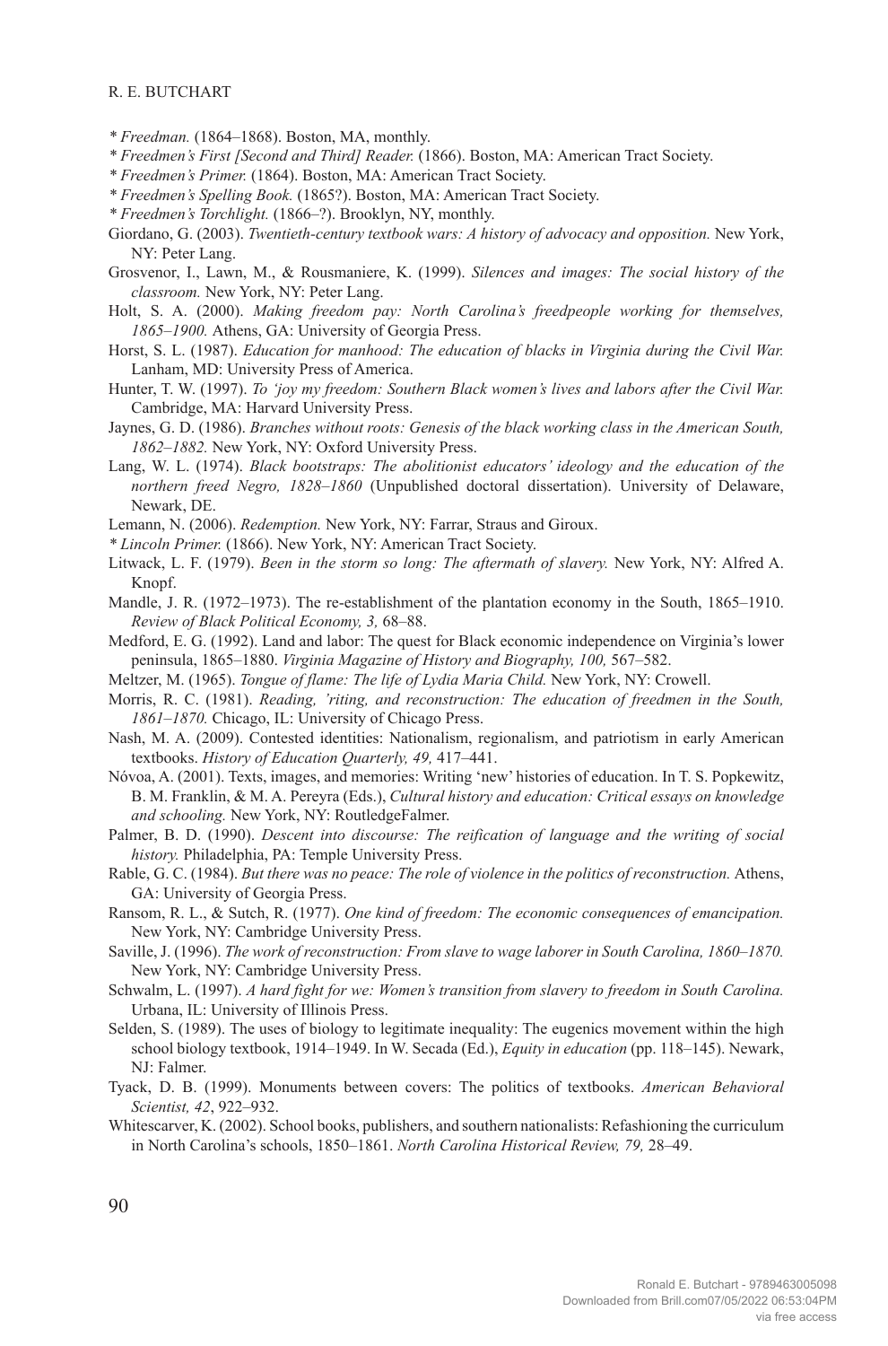*\* Freedman.* (1864–1868). Boston, MA, monthly.

*\* Freedmen's First [Second and Third] Reader.* (1866). Boston, MA: American Tract Society.

*\* Freedmen's Primer.* (1864). Boston, MA: American Tract Society.

*\* Freedmen's Spelling Book.* (1865?). Boston, MA: American Tract Society.

*\* Freedmen's Torchlight.* (1866–?). Brooklyn, NY, monthly.

Giordano, G. (2003). *Twentieth-century textbook wars: A history of advocacy and opposition.* New York, NY: Peter Lang.

Grosvenor, I., Lawn, M., & Rousmaniere, K. (1999). *Silences and images: The social history of the classroom.* New York, NY: Peter Lang.

Holt, S. A. (2000). *Making freedom pay: North Carolina's freedpeople working for themselves, 1865–1900.* Athens, GA: University of Georgia Press.

Horst, S. L. (1987). *Education for manhood: The education of blacks in Virginia during the Civil War.* Lanham, MD: University Press of America.

Hunter, T. W. (1997). *To 'joy my freedom: Southern Black women's lives and labors after the Civil War.* Cambridge, MA: Harvard University Press.

Jaynes, G. D. (1986). *Branches without roots: Genesis of the black working class in the American South, 1862–1882.* New York, NY: Oxford University Press.

Lang, W. L. (1974). *Black bootstraps: The abolitionist educators' ideology and the education of the northern freed Negro, 1828–1860* (Unpublished doctoral dissertation). University of Delaware, Newark, DE.

Lemann, N. (2006). *Redemption.* New York, NY: Farrar, Straus and Giroux.

*\* Lincoln Primer.* (1866). New York, NY: American Tract Society.

Litwack, L. F. (1979). *Been in the storm so long: The aftermath of slavery.* New York, NY: Alfred A. Knopf.

Mandle, J. R. (1972–1973). The re-establishment of the plantation economy in the South, 1865–1910. *Review of Black Political Economy, 3,* 68–88.

Medford, E. G. (1992). Land and labor: The quest for Black economic independence on Virginia's lower peninsula, 1865–1880. *Virginia Magazine of History and Biography, 100,* 567–582.

Meltzer, M. (1965). *Tongue of flame: The life of Lydia Maria Child.* New York, NY: Crowell.

Morris, R. C. (1981). *Reading, 'riting, and reconstruction: The education of freedmen in the South, 1861–1870.* Chicago, IL: University of Chicago Press.

Nash, M. A. (2009). Contested identities: Nationalism, regionalism, and patriotism in early American textbooks. *History of Education Quarterly, 49,* 417–441.

Nóvoa, A. (2001). Texts, images, and memories: Writing 'new' histories of education. In T. S. Popkewitz, B. M. Franklin, & M. A. Pereyra (Eds.), *Cultural history and education: Critical essays on knowledge and schooling.* New York, NY: RoutledgeFalmer.

Palmer, B. D. (1990). *Descent into discourse: The reification of language and the writing of social history.* Philadelphia, PA: Temple University Press.

Rable, G. C. (1984). *But there was no peace: The role of violence in the politics of reconstruction.* Athens, GA: University of Georgia Press.

Ransom, R. L., & Sutch, R. (1977). *One kind of freedom: The economic consequences of emancipation.* New York, NY: Cambridge University Press.

Saville, J. (1996). *The work of reconstruction: From slave to wage laborer in South Carolina, 1860–1870.* New York, NY: Cambridge University Press.

Schwalm, L. (1997). *A hard fight for we: Women's transition from slavery to freedom in South Carolina.* Urbana, IL: University of Illinois Press.

Selden, S. (1989). The uses of biology to legitimate inequality: The eugenics movement within the high school biology textbook, 1914–1949. In W. Secada (Ed.), *Equity in education* (pp. 118–145). Newark, NJ: Falmer.

Tyack, D. B. (1999). Monuments between covers: The politics of textbooks. *American Behavioral Scientist, 42*, 922–932.

Whitescarver, K. (2002). School books, publishers, and southern nationalists: Refashioning the curriculum in North Carolina's schools, 1850–1861. *North Carolina Historical Review, 79,* 28–49.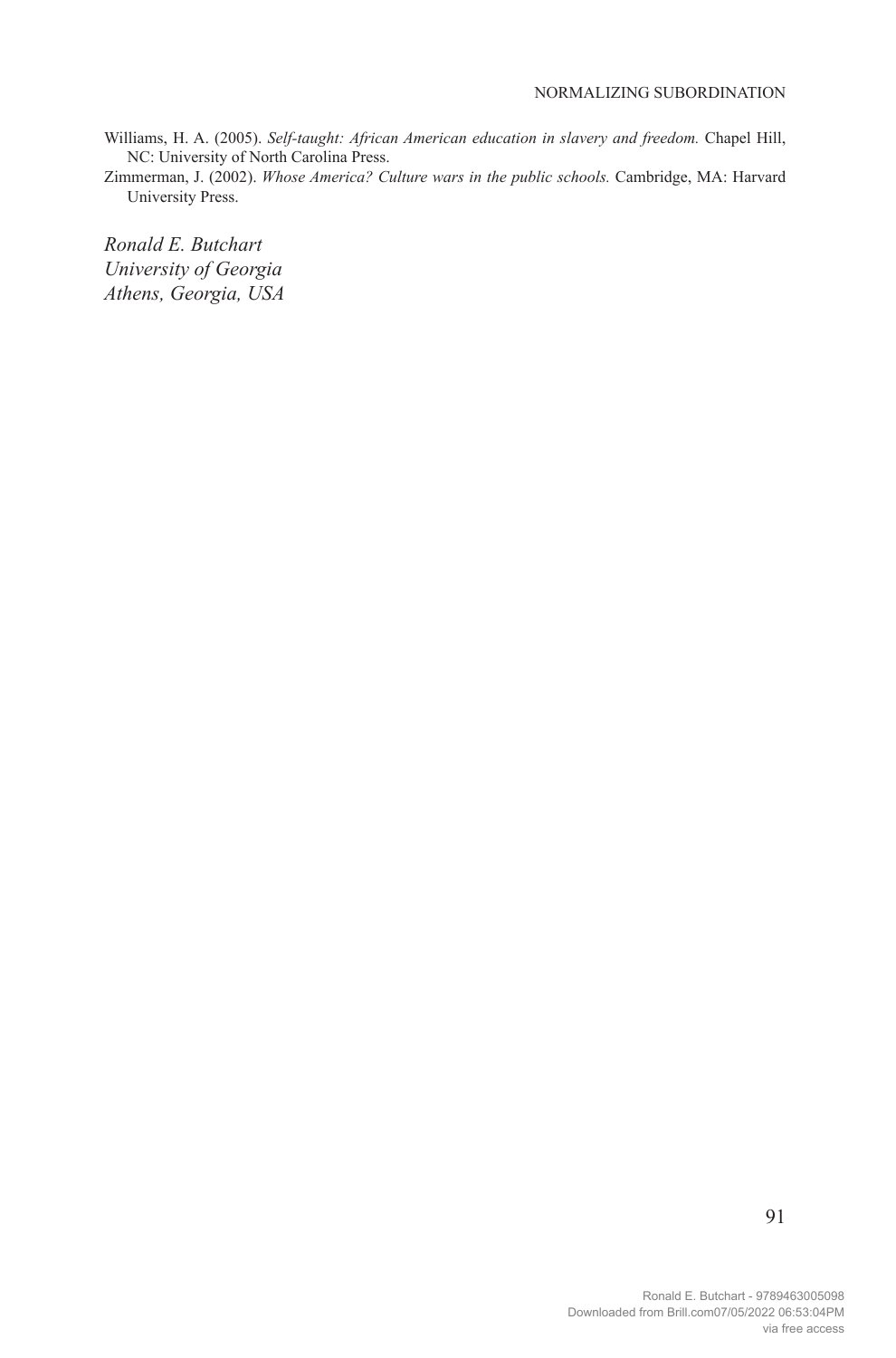Williams, H. A. (2005). *Self-taught: African American education in slavery and freedom.* Chapel Hill, NC: University of North Carolina Press.

Zimmerman, J. (2002). *Whose America? Culture wars in the public schools.* Cambridge, MA: Harvard University Press.

*Ronald E. Butchart*
*University of Georgia*
*Athens, Georgia, USA*